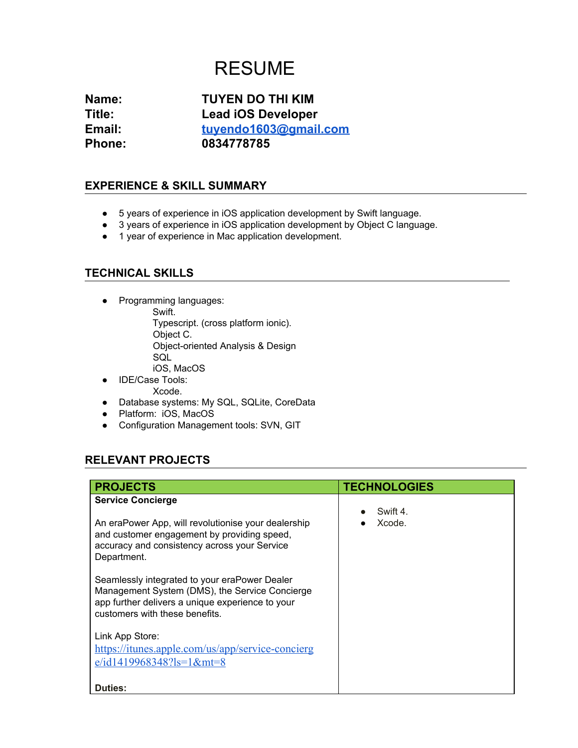# RESUME

| | |
|---|---|
| **Name:** | **TUYEN DO THI KIM** |
| **Title:** | **Lead iOS Developer** |
| **Email:** | **tuyendo1603@gmail.com** |
| **Phone:** | **0834778785** |

## EXPERIENCE & SKILL SUMMARY

- 5 years of experience in iOS application development by Swift language.
- 3 years of experience in iOS application development by Object C language.
- 1 year of experience in Mac application development.

## TECHNICAL SKILLS

- Programming languages:
  - Swift.
  - Typescript. (cross platform ionic).
  - Object C.
  - Object-oriented Analysis & Design
  - SQL
  - iOS, MacOS
- IDE/Case Tools:
  - Xcode.
- Database systems: My SQL, SQLite, CoreData
- Platform: iOS, MacOS
- Configuration Management tools: SVN, GIT

## RELEVANT PROJECTS

| PROJECTS | TECHNOLOGIES |
|---|---|
| **Service Concierge**<br><br>An eraPower App, will revolutionise your dealership and customer engagement by providing speed, accuracy and consistency across your Service Department.<br><br>Seamlessly integrated to your eraPower Dealer Management System (DMS), the Service Concierge app further delivers a unique experience to your customers with these benefits.<br><br>Link App Store:<br>https://itunes.apple.com/us/app/service-concierge/id1419968348?ls=1&mt=8<br><br>**Duties:** | • Swift 4.<br>• Xcode. |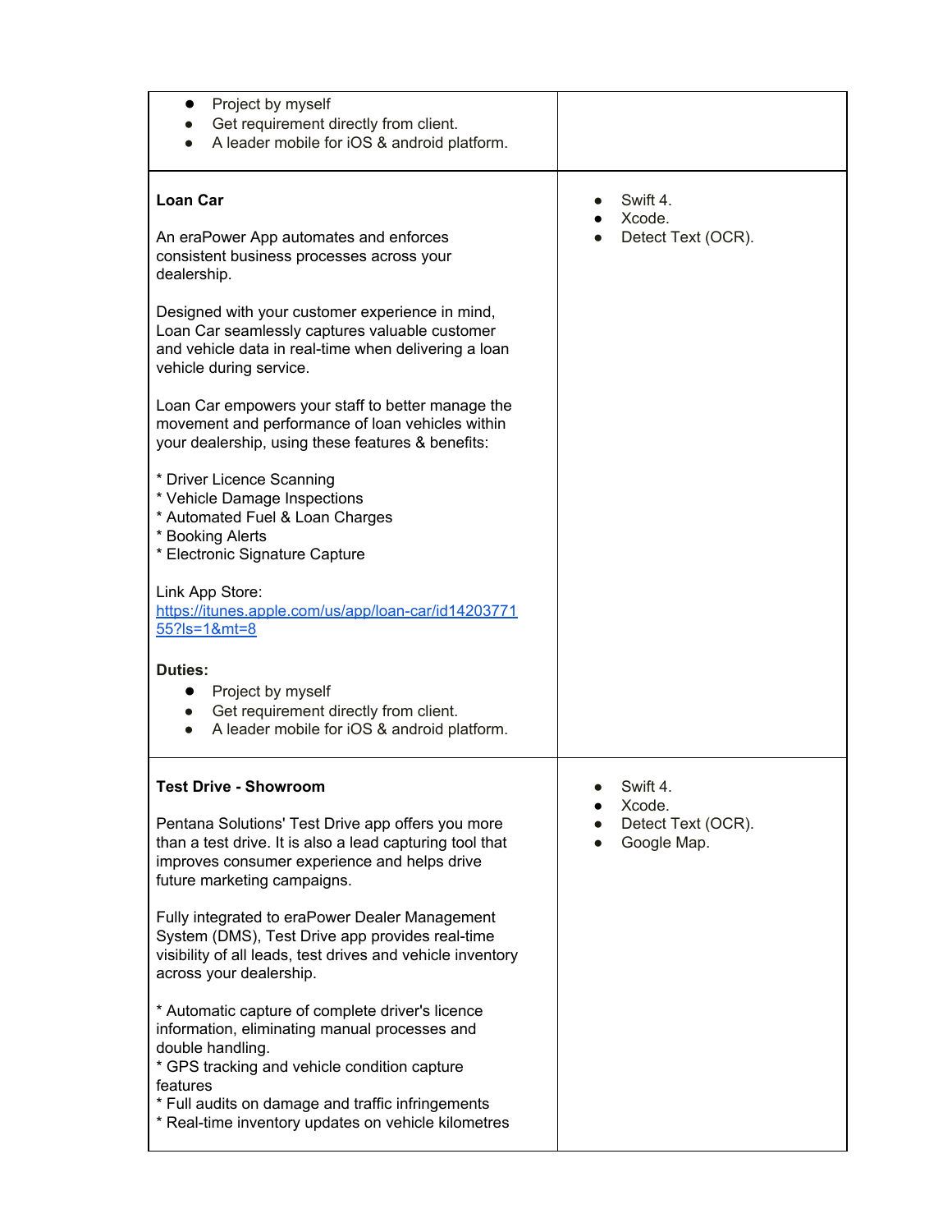| | |
|---|---|
| • Project by myself<br>• Get requirement directly from client.<br>• A leader mobile for iOS & android platform. | |
| **Loan Car**<br><br>An eraPower App automates and enforces consistent business processes across your dealership.<br><br>Designed with your customer experience in mind, Loan Car seamlessly captures valuable customer and vehicle data in real-time when delivering a loan vehicle during service.<br><br>Loan Car empowers your staff to better manage the movement and performance of loan vehicles within your dealership, using these features & benefits:<br><br>* Driver Licence Scanning<br>* Vehicle Damage Inspections<br>* Automated Fuel & Loan Charges<br>* Booking Alerts<br>* Electronic Signature Capture<br><br>Link App Store:<br>[https://itunes.apple.com/us/app/loan-car/id1420377155?ls=1&mt=8](https://itunes.apple.com/us/app/loan-car/id1420377155?ls=1&mt=8)<br><br>**Duties:**<br>• Project by myself<br>• Get requirement directly from client.<br>• A leader mobile for iOS & android platform. | • Swift 4.<br>• Xcode.<br>• Detect Text (OCR). |
| **Test Drive - Showroom**<br><br>Pentana Solutions' Test Drive app offers you more than a test drive. It is also a lead capturing tool that improves consumer experience and helps drive future marketing campaigns.<br><br>Fully integrated to eraPower Dealer Management System (DMS), Test Drive app provides real-time visibility of all leads, test drives and vehicle inventory across your dealership.<br><br>* Automatic capture of complete driver's licence information, eliminating manual processes and double handling.<br>* GPS tracking and vehicle condition capture features<br>* Full audits on damage and traffic infringements<br>* Real-time inventory updates on vehicle kilometres | • Swift 4.<br>• Xcode.<br>• Detect Text (OCR).<br>• Google Map. |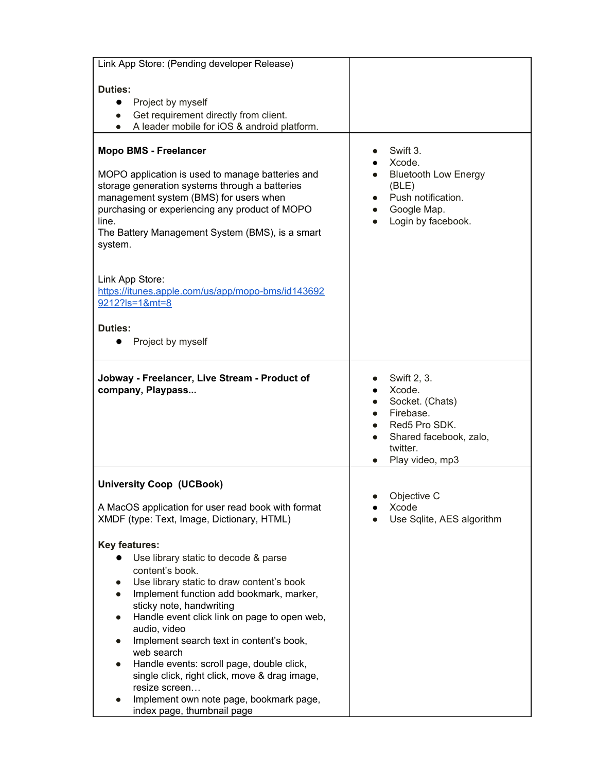| | |
|---|---|
| Link App Store: (Pending developer Release)<br><br>**Duties:**<br>• Project by myself<br>• Get requirement directly from client.<br>• A leader mobile for iOS & android platform. | |
| **Mopo BMS - Freelancer**<br><br>MOPO application is used to manage batteries and storage generation systems through a batteries management system (BMS) for users when purchasing or experiencing any product of MOPO line.<br>The Battery Management System (BMS), is a smart system.<br><br>Link App Store:<br>[https://itunes.apple.com/us/app/mopo-bms/id1436929212?ls=1&mt=8](https://itunes.apple.com/us/app/mopo-bms/id1436929212?ls=1&mt=8)<br><br>**Duties:**<br>• Project by myself | • Swift 3.<br>• Xcode.<br>• Bluetooth Low Energy (BLE)<br>• Push notification.<br>• Google Map.<br>• Login by facebook. |
| **Jobway - Freelancer, Live Stream - Product of company, Playpass...** | • Swift 2, 3.<br>• Xcode.<br>• Socket. (Chats)<br>• Firebase.<br>• Red5 Pro SDK.<br>• Shared facebook, zalo, twitter.<br>• Play video, mp3 |
| **University Coop (UCBook)**<br><br>A MacOS application for user read book with format XMDF (type: Text, Image, Dictionary, HTML)<br><br>**Key features:**<br>• Use library static to decode & parse content's book.<br>• Use library static to draw content's book<br>• Implement function add bookmark, marker, sticky note, handwriting<br>• Handle event click link on page to open web, audio, video<br>• Implement search text in content's book, web search<br>• Handle events: scroll page, double click, single click, right click, move & drag image, resize screen…<br>• Implement own note page, bookmark page, index page, thumbnail page | • Objective C<br>• Xcode<br>• Use Sqlite, AES algorithm |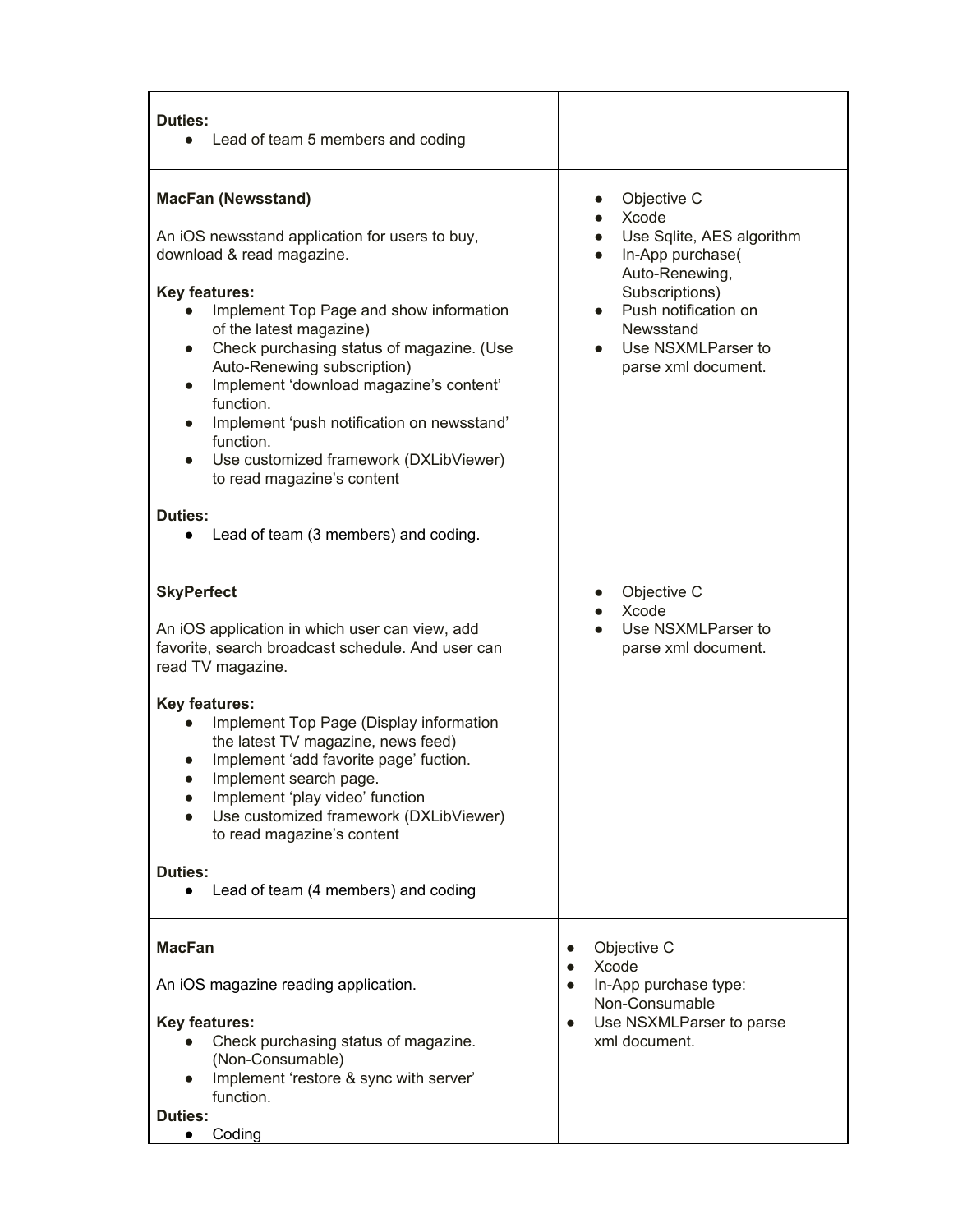| | |
|---|---|
| **Duties:**<br>● Lead of team 5 members and coding | |
| **MacFan (Newsstand)**<br><br>An iOS newsstand application for users to buy, download & read magazine.<br><br>**Key features:**<br>● Implement Top Page and show information of the latest magazine)<br>● Check purchasing status of magazine. (Use Auto-Renewing subscription)<br>● Implement 'download magazine's content' function.<br>● Implement 'push notification on newsstand' function.<br>● Use customized framework (DXLibViewer) to read magazine's content<br><br>**Duties:**<br>● Lead of team (3 members) and coding. | ● Objective C<br>● Xcode<br>● Use Sqlite, AES algorithm<br>● In-App purchase( Auto-Renewing, Subscriptions)<br>● Push notification on Newsstand<br>● Use NSXMLParser to parse xml document. |
| **SkyPerfect**<br><br>An iOS application in which user can view, add favorite, search broadcast schedule. And user can read TV magazine.<br><br>**Key features:**<br>● Implement Top Page (Display information the latest TV magazine, news feed)<br>● Implement 'add favorite page' fuction.<br>● Implement search page.<br>● Implement 'play video' function<br>● Use customized framework (DXLibViewer) to read magazine's content<br><br>**Duties:**<br>● Lead of team (4 members) and coding | ● Objective C<br>● Xcode<br>● Use NSXMLParser to parse xml document. |
| **MacFan**<br><br>An iOS magazine reading application.<br><br>**Key features:**<br>● Check purchasing status of magazine. (Non-Consumable)<br>● Implement 'restore & sync with server' function.<br>**Duties:**<br>● Coding | ● Objective C<br>● Xcode<br>● In-App purchase type: Non-Consumable<br>● Use NSXMLParser to parse xml document. |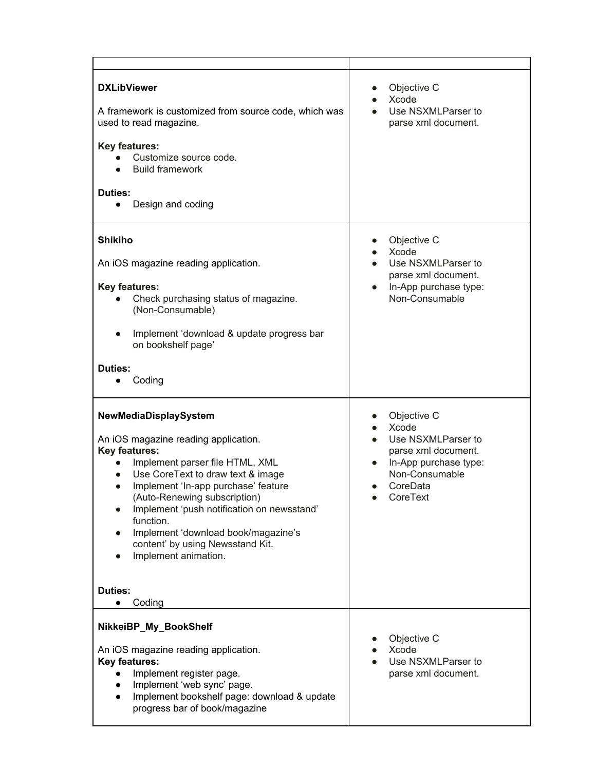| | |
|---|---|
| **DXLibViewer**<br><br>A framework is customized from source code, which was used to read magazine.<br><br>**Key features:**<br>● Customize source code.<br>● Build framework<br><br>**Duties:**<br>● Design and coding | ● Objective C<br>● Xcode<br>● Use NSXMLParser to parse xml document. |
| **Shikiho**<br><br>An iOS magazine reading application.<br><br>**Key features:**<br>● Check purchasing status of magazine. (Non-Consumable)<br><br>● Implement 'download & update progress bar on bookshelf page'<br><br>**Duties:**<br>● Coding | ● Objective C<br>● Xcode<br>● Use NSXMLParser to parse xml document.<br>● In-App purchase type: Non-Consumable |
| **NewMediaDisplaySystem**<br><br>An iOS magazine reading application.<br>**Key features:**<br>● Implement parser file HTML, XML<br>● Use CoreText to draw text & image<br>● Implement 'In-app purchase' feature (Auto-Renewing subscription)<br>● Implement 'push notification on newsstand' function.<br>● Implement 'download book/magazine's content' by using Newsstand Kit.<br>● Implement animation.<br><br>**Duties:**<br>● Coding | ● Objective C<br>● Xcode<br>● Use NSXMLParser to parse xml document.<br>● In-App purchase type: Non-Consumable<br>● CoreData<br>● CoreText |
| **NikkeiBP_My_BookShelf**<br><br>An iOS magazine reading application.<br>**Key features:**<br>● Implement register page.<br>● Implement 'web sync' page.<br>● Implement bookshelf page: download & update progress bar of book/magazine | ● Objective C<br>● Xcode<br>● Use NSXMLParser to parse xml document. |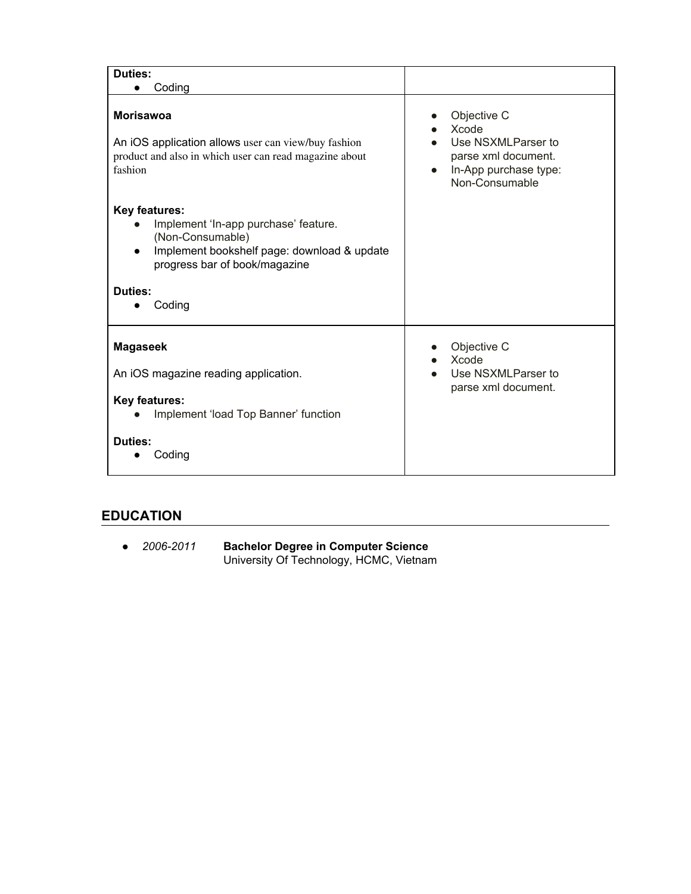| | |
|---|---|
| **Duties:**<br>● Coding | |
| **Morisawoa**<br><br>An iOS application allows user can view/buy fashion product and also in which user can read magazine about fashion<br><br>**Key features:**<br>● Implement ‘In-app purchase’ feature. (Non-Consumable)<br>● Implement bookshelf page: download & update progress bar of book/magazine<br><br>**Duties:**<br>● Coding | ● Objective C<br>● Xcode<br>● Use NSXMLParser to parse xml document.<br>● In-App purchase type: Non-Consumable |
| **Magaseek**<br><br>An iOS magazine reading application.<br><br>**Key features:**<br>● Implement ‘load Top Banner’ function<br><br>**Duties:**<br>● Coding | ● Objective C<br>● Xcode<br>● Use NSXMLParser to parse xml document. |

## EDUCATION

- *2006-2011* **Bachelor Degree in Computer Science**
  University Of Technology, HCMC, Vietnam